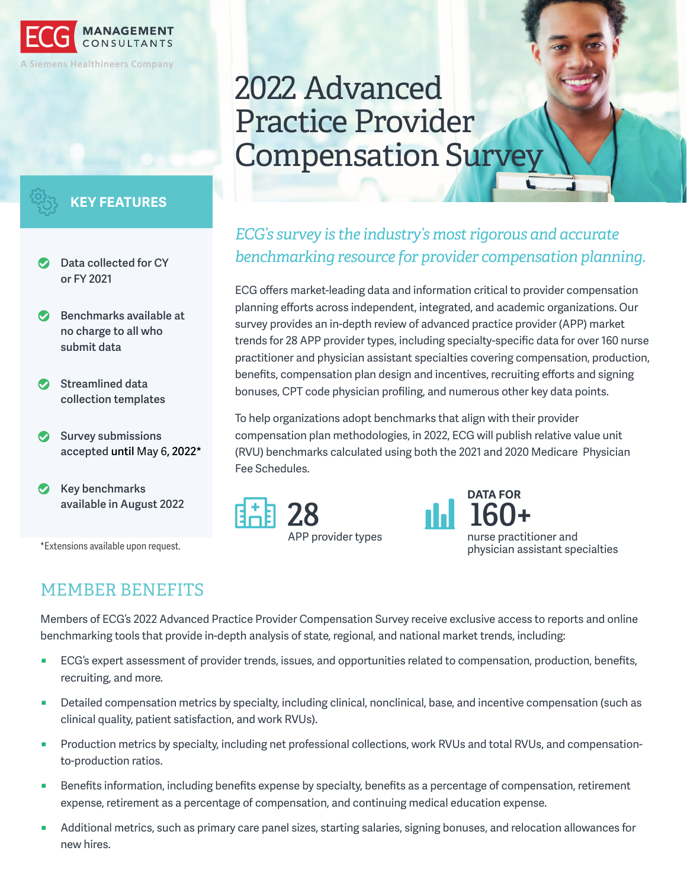ECG MANAGEMENT CONSULTANTS

A Siemens Healthineers Company

# 2022 Advanced Practice Provider Compensation Survey

## KEY FEATURES

- Data collected for CY or FY 2021
- Benchmarks available at no charge to all who submit data
- Streamlined data collection templates
- Survey submissions accepted until May 6, 2022*
- Key benchmarks available in August 2022

*Extensions available upon request.

*ECG's survey is the industry's most rigorous and accurate benchmarking resource for provider compensation planning.*

ECG offers market-leading data and information critical to provider compensation planning efforts across independent, integrated, and academic organizations. Our survey provides an in-depth review of advanced practice provider (APP) market trends for 28 APP provider types, including specialty-specific data for over 160 nurse practitioner and physician assistant specialties covering compensation, production, benefits, compensation plan design and incentives, recruiting efforts and signing bonuses, CPT code physician profiling, and numerous other key data points.

To help organizations adopt benchmarks that align with their provider compensation plan methodologies, in 2022, ECG will publish relative value unit (RVU) benchmarks calculated using both the 2021 and 2020 Medicare Physician Fee Schedules.

**28** APP provider types

**DATA FOR 160+** nurse practitioner and physician assistant specialties

## MEMBER BENEFITS

Members of ECG's 2022 Advanced Practice Provider Compensation Survey receive exclusive access to reports and online benchmarking tools that provide in-depth analysis of state, regional, and national market trends, including:

- ECG's expert assessment of provider trends, issues, and opportunities related to compensation, production, benefits, recruiting, and more.
- Detailed compensation metrics by specialty, including clinical, nonclinical, base, and incentive compensation (such as clinical quality, patient satisfaction, and work RVUs).
- Production metrics by specialty, including net professional collections, work RVUs and total RVUs, and compensation-to-production ratios.
- Benefits information, including benefits expense by specialty, benefits as a percentage of compensation, retirement expense, retirement as a percentage of compensation, and continuing medical education expense.
- Additional metrics, such as primary care panel sizes, starting salaries, signing bonuses, and relocation allowances for new hires.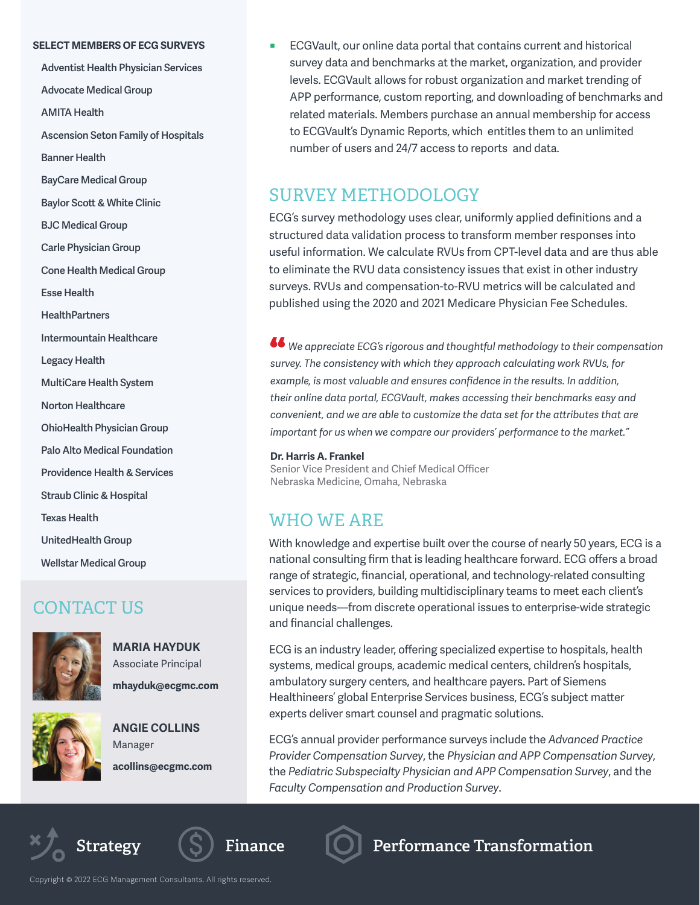- ECGVault, our online data portal that contains current and historical survey data and benchmarks at the market, organization, and provider levels. ECGVault allows for robust organization and market trending of APP performance, custom reporting, and downloading of benchmarks and related materials. Members purchase an annual membership for access to ECGVault's Dynamic Reports, which entitles them to an unlimited number of users and 24/7 access to reports and data.

## SURVEY METHODOLOGY

ECG's survey methodology uses clear, uniformly applied definitions and a structured data validation process to transform member responses into useful information. We calculate RVUs from CPT-level data and are thus able to eliminate the RVU data consistency issues that exist in other industry surveys. RVUs and compensation-to-RVU metrics will be calculated and published using the 2020 and 2021 Medicare Physician Fee Schedules.

> *We appreciate ECG's rigorous and thoughtful methodology to their compensation survey. The consistency with which they approach calculating work RVUs, for example, is most valuable and ensures confidence in the results. In addition, their online data portal, ECGVault, makes accessing their benchmarks easy and convenient, and we are able to customize the data set for the attributes that are important for us when we compare our providers' performance to the market."*
>
> **Dr. Harris A. Frankel**
> Senior Vice President and Chief Medical Officer
> Nebraska Medicine, Omaha, Nebraska

## WHO WE ARE

With knowledge and expertise built over the course of nearly 50 years, ECG is a national consulting firm that is leading healthcare forward. ECG offers a broad range of strategic, financial, operational, and technology-related consulting services to providers, building multidisciplinary teams to meet each client's unique needs—from discrete operational issues to enterprise-wide strategic and financial challenges.

ECG is an industry leader, offering specialized expertise to hospitals, health systems, medical groups, academic medical centers, children's hospitals, ambulatory surgery centers, and healthcare payers. Part of Siemens Healthineers' global Enterprise Services business, ECG's subject matter experts deliver smart counsel and pragmatic solutions.

ECG's annual provider performance surveys include the *Advanced Practice Provider Compensation Survey*, the *Physician and APP Compensation Survey*, the *Pediatric Subspecialty Physician and APP Compensation Survey*, and the *Faculty Compensation and Production Survey*.

**SELECT MEMBERS OF ECG SURVEYS**

- Adventist Health Physician Services
- Advocate Medical Group
- AMITA Health
- Ascension Seton Family of Hospitals
- Banner Health
- BayCare Medical Group
- Baylor Scott & White Clinic
- BJC Medical Group
- Carle Physician Group
- Cone Health Medical Group
- Esse Health
- HealthPartners
- Intermountain Healthcare
- Legacy Health
- MultiCare Health System
- Norton Healthcare
- OhioHealth Physician Group
- Palo Alto Medical Foundation
- Providence Health & Services
- Straub Clinic & Hospital
- Texas Health
- UnitedHealth Group
- Wellstar Medical Group

## CONTACT US

**MARIA HAYDUK**
Associate Principal
**mhayduk@ecgmc.com**

**ANGIE COLLINS**
Manager
**acollins@ecgmc.com**

Strategy | Finance | Performance Transformation

Copyright © 2022 ECG Management Consultants. All rights reserved.